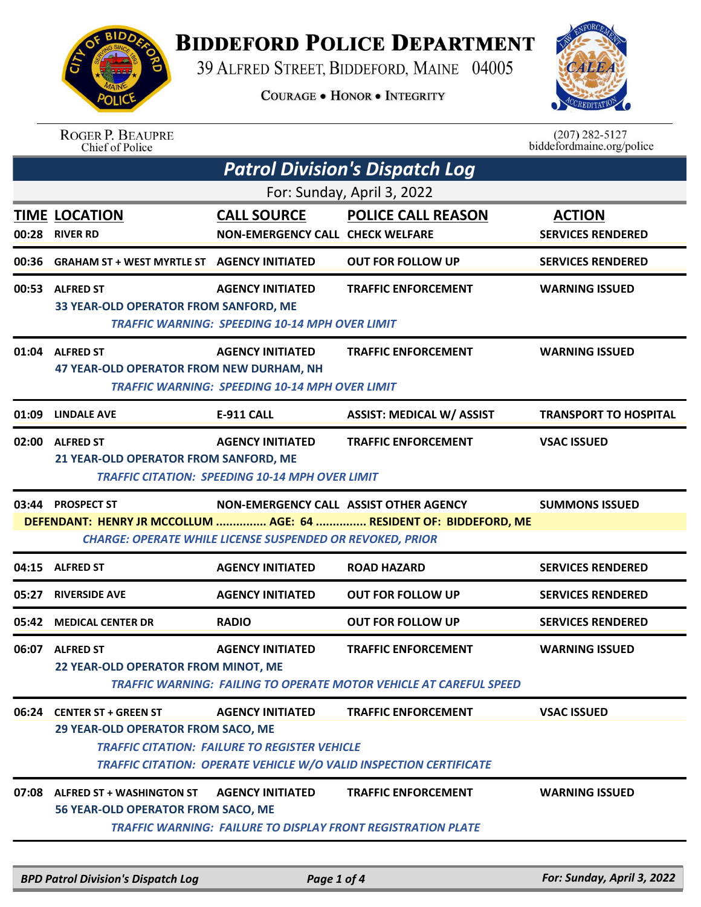# BIDDEFORD POLICE DEPARTMENT

39 ALFRED STREET, BIDDEFORD, MAINE 04005

COURAGE • HONOR • INTEGRITY

ROGER P. BEAUPRE
Chief of Police

(207) 282-5127
biddefordmaine.org/police

## Patrol Division's Dispatch Log

For: Sunday, April 3, 2022

| TIME | LOCATION | CALL SOURCE | POLICE CALL REASON | ACTION |
|---|---|---|---|---|
| 00:28 | RIVER RD | NON-EMERGENCY CALL | CHECK WELFARE | SERVICES RENDERED |
| 00:36 | GRAHAM ST + WEST MYRTLE ST | AGENCY INITIATED | OUT FOR FOLLOW UP | SERVICES RENDERED |
| 00:53 | ALFRED ST | AGENCY INITIATED | TRAFFIC ENFORCEMENT | WARNING ISSUED |
| | 33 YEAR-OLD OPERATOR FROM SANFORD, ME | | | |
| | *TRAFFIC WARNING: SPEEDING 10-14 MPH OVER LIMIT* | | | |
| 01:04 | ALFRED ST | AGENCY INITIATED | TRAFFIC ENFORCEMENT | WARNING ISSUED |
| | 47 YEAR-OLD OPERATOR FROM NEW DURHAM, NH | | | |
| | *TRAFFIC WARNING: SPEEDING 10-14 MPH OVER LIMIT* | | | |
| 01:09 | LINDALE AVE | E-911 CALL | ASSIST: MEDICAL W/ ASSIST | TRANSPORT TO HOSPITAL |
| 02:00 | ALFRED ST | AGENCY INITIATED | TRAFFIC ENFORCEMENT | VSAC ISSUED |
| | 21 YEAR-OLD OPERATOR FROM SANFORD, ME | | | |
| | *TRAFFIC CITATION: SPEEDING 10-14 MPH OVER LIMIT* | | | |
| 03:44 | PROSPECT ST | NON-EMERGENCY CALL | ASSIST OTHER AGENCY | SUMMONS ISSUED |
| | DEFENDANT: HENRY JR MCCOLLUM ............... AGE: 64 ............... RESIDENT OF: BIDDEFORD, ME | | | |
| | *CHARGE: OPERATE WHILE LICENSE SUSPENDED OR REVOKED, PRIOR* | | | |
| 04:15 | ALFRED ST | AGENCY INITIATED | ROAD HAZARD | SERVICES RENDERED |
| 05:27 | RIVERSIDE AVE | AGENCY INITIATED | OUT FOR FOLLOW UP | SERVICES RENDERED |
| 05:42 | MEDICAL CENTER DR | RADIO | OUT FOR FOLLOW UP | SERVICES RENDERED |
| 06:07 | ALFRED ST | AGENCY INITIATED | TRAFFIC ENFORCEMENT | WARNING ISSUED |
| | 22 YEAR-OLD OPERATOR FROM MINOT, ME | | | |
| | *TRAFFIC WARNING: FAILING TO OPERATE MOTOR VEHICLE AT CAREFUL SPEED* | | | |
| 06:24 | CENTER ST + GREEN ST | AGENCY INITIATED | TRAFFIC ENFORCEMENT | VSAC ISSUED |
| | 29 YEAR-OLD OPERATOR FROM SACO, ME | | | |
| | *TRAFFIC CITATION: FAILURE TO REGISTER VEHICLE* | | | |
| | *TRAFFIC CITATION: OPERATE VEHICLE W/O VALID INSPECTION CERTIFICATE* | | | |
| 07:08 | ALFRED ST + WASHINGTON ST | AGENCY INITIATED | TRAFFIC ENFORCEMENT | WARNING ISSUED |
| | 56 YEAR-OLD OPERATOR FROM SACO, ME | | | |
| | *TRAFFIC WARNING: FAILURE TO DISPLAY FRONT REGISTRATION PLATE* | | | |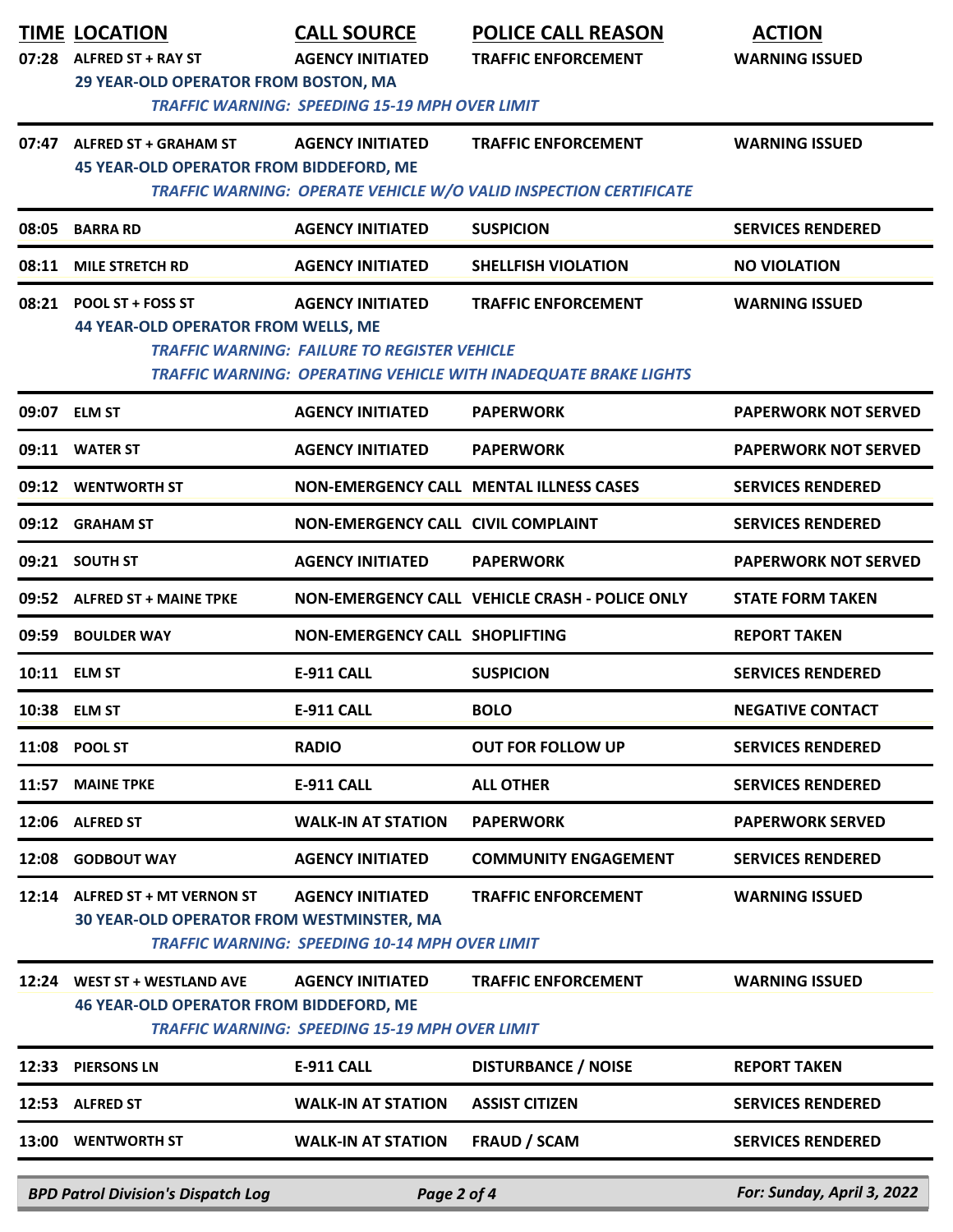| TIME | LOCATION | CALL SOURCE | POLICE CALL REASON | ACTION |
|---|---|---|---|---|
| 07:28 | ALFRED ST + RAY ST | AGENCY INITIATED | TRAFFIC ENFORCEMENT | WARNING ISSUED |
| | 29 YEAR-OLD OPERATOR FROM BOSTON, MA | | | |
| | *TRAFFIC WARNING: SPEEDING 15-19 MPH OVER LIMIT* | | | |
| 07:47 | ALFRED ST + GRAHAM ST | AGENCY INITIATED | TRAFFIC ENFORCEMENT | WARNING ISSUED |
| | 45 YEAR-OLD OPERATOR FROM BIDDEFORD, ME | | | |
| | *TRAFFIC WARNING: OPERATE VEHICLE W/O VALID INSPECTION CERTIFICATE* | | | |
| 08:05 | BARRA RD | AGENCY INITIATED | SUSPICION | SERVICES RENDERED |
| 08:11 | MILE STRETCH RD | AGENCY INITIATED | SHELLFISH VIOLATION | NO VIOLATION |
| 08:21 | POOL ST + FOSS ST | AGENCY INITIATED | TRAFFIC ENFORCEMENT | WARNING ISSUED |
| | 44 YEAR-OLD OPERATOR FROM WELLS, ME | | | |
| | *TRAFFIC WARNING: FAILURE TO REGISTER VEHICLE* | | | |
| | *TRAFFIC WARNING: OPERATING VEHICLE WITH INADEQUATE BRAKE LIGHTS* | | | |
| 09:07 | ELM ST | AGENCY INITIATED | PAPERWORK | PAPERWORK NOT SERVED |
| 09:11 | WATER ST | AGENCY INITIATED | PAPERWORK | PAPERWORK NOT SERVED |
| 09:12 | WENTWORTH ST | NON-EMERGENCY CALL | MENTAL ILLNESS CASES | SERVICES RENDERED |
| 09:12 | GRAHAM ST | NON-EMERGENCY CALL | CIVIL COMPLAINT | SERVICES RENDERED |
| 09:21 | SOUTH ST | AGENCY INITIATED | PAPERWORK | PAPERWORK NOT SERVED |
| 09:52 | ALFRED ST + MAINE TPKE | NON-EMERGENCY CALL | VEHICLE CRASH - POLICE ONLY | STATE FORM TAKEN |
| 09:59 | BOULDER WAY | NON-EMERGENCY CALL | SHOPLIFTING | REPORT TAKEN |
| 10:11 | ELM ST | E-911 CALL | SUSPICION | SERVICES RENDERED |
| 10:38 | ELM ST | E-911 CALL | BOLO | NEGATIVE CONTACT |
| 11:08 | POOL ST | RADIO | OUT FOR FOLLOW UP | SERVICES RENDERED |
| 11:57 | MAINE TPKE | E-911 CALL | ALL OTHER | SERVICES RENDERED |
| 12:06 | ALFRED ST | WALK-IN AT STATION | PAPERWORK | PAPERWORK SERVED |
| 12:08 | GODBOUT WAY | AGENCY INITIATED | COMMUNITY ENGAGEMENT | SERVICES RENDERED |
| 12:14 | ALFRED ST + MT VERNON ST | AGENCY INITIATED | TRAFFIC ENFORCEMENT | WARNING ISSUED |
| | 30 YEAR-OLD OPERATOR FROM WESTMINSTER, MA | | | |
| | *TRAFFIC WARNING: SPEEDING 10-14 MPH OVER LIMIT* | | | |
| 12:24 | WEST ST + WESTLAND AVE | AGENCY INITIATED | TRAFFIC ENFORCEMENT | WARNING ISSUED |
| | 46 YEAR-OLD OPERATOR FROM BIDDEFORD, ME | | | |
| | *TRAFFIC WARNING: SPEEDING 15-19 MPH OVER LIMIT* | | | |
| 12:33 | PIERSONS LN | E-911 CALL | DISTURBANCE / NOISE | REPORT TAKEN |
| 12:53 | ALFRED ST | WALK-IN AT STATION | ASSIST CITIZEN | SERVICES RENDERED |
| 13:00 | WENTWORTH ST | WALK-IN AT STATION | FRAUD / SCAM | SERVICES RENDERED |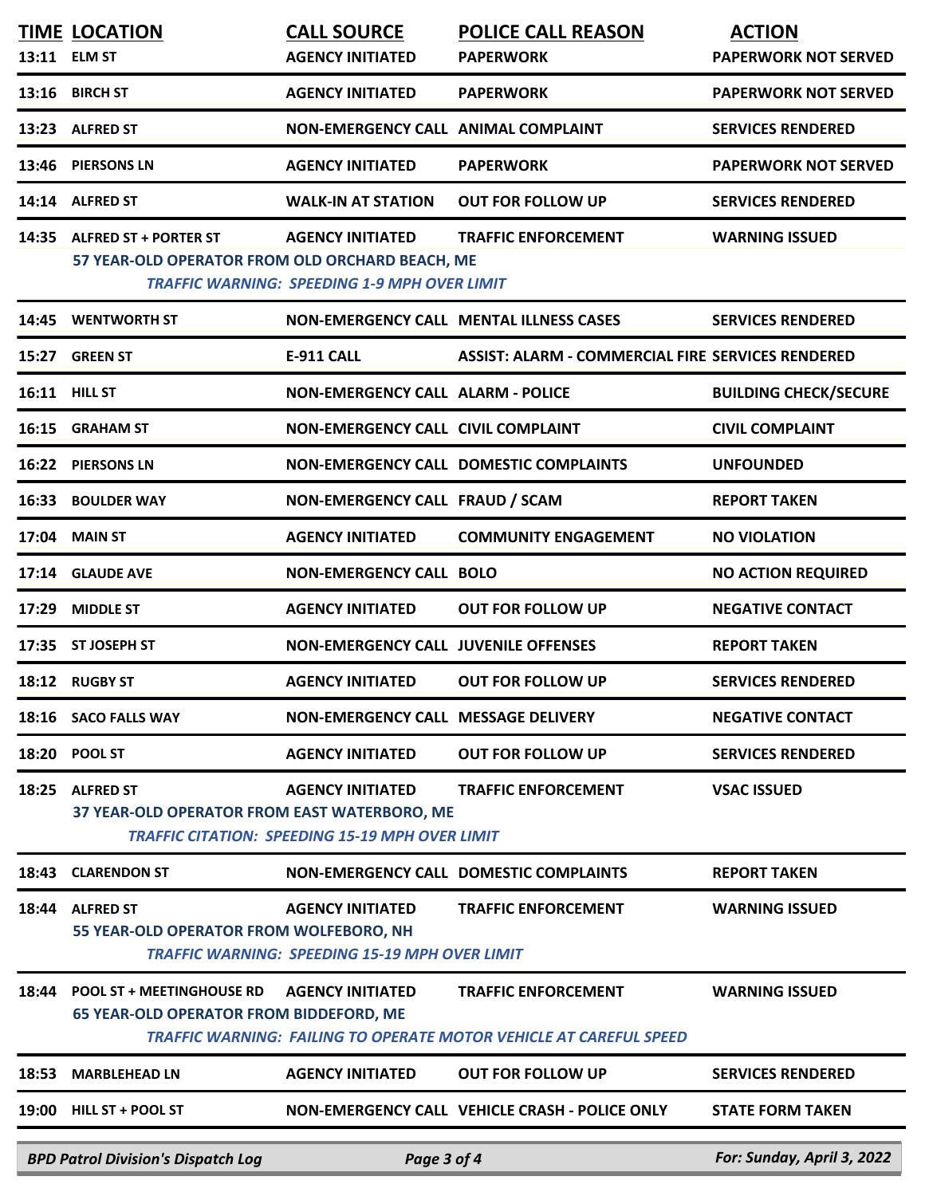| TIME | LOCATION | CALL SOURCE | POLICE CALL REASON | ACTION |
|---|---|---|---|---|
| 13:11 | ELM ST | AGENCY INITIATED | PAPERWORK | PAPERWORK NOT SERVED |
| 13:16 | BIRCH ST | AGENCY INITIATED | PAPERWORK | PAPERWORK NOT SERVED |
| 13:23 | ALFRED ST | NON-EMERGENCY CALL | ANIMAL COMPLAINT | SERVICES RENDERED |
| 13:46 | PIERSONS LN | AGENCY INITIATED | PAPERWORK | PAPERWORK NOT SERVED |
| 14:14 | ALFRED ST | WALK-IN AT STATION | OUT FOR FOLLOW UP | SERVICES RENDERED |
| 14:35 | ALFRED ST + PORTER ST<br>57 YEAR-OLD OPERATOR FROM OLD ORCHARD BEACH, ME<br>*TRAFFIC WARNING: SPEEDING 1-9 MPH OVER LIMIT* | AGENCY INITIATED | TRAFFIC ENFORCEMENT | WARNING ISSUED |
| 14:45 | WENTWORTH ST | NON-EMERGENCY CALL | MENTAL ILLNESS CASES | SERVICES RENDERED |
| 15:27 | GREEN ST | E-911 CALL | ASSIST: ALARM - COMMERCIAL FIRE | SERVICES RENDERED |
| 16:11 | HILL ST | NON-EMERGENCY CALL | ALARM - POLICE | BUILDING CHECK/SECURE |
| 16:15 | GRAHAM ST | NON-EMERGENCY CALL | CIVIL COMPLAINT | CIVIL COMPLAINT |
| 16:22 | PIERSONS LN | NON-EMERGENCY CALL | DOMESTIC COMPLAINTS | UNFOUNDED |
| 16:33 | BOULDER WAY | NON-EMERGENCY CALL | FRAUD / SCAM | REPORT TAKEN |
| 17:04 | MAIN ST | AGENCY INITIATED | COMMUNITY ENGAGEMENT | NO VIOLATION |
| 17:14 | GLAUDE AVE | NON-EMERGENCY CALL | BOLO | NO ACTION REQUIRED |
| 17:29 | MIDDLE ST | AGENCY INITIATED | OUT FOR FOLLOW UP | NEGATIVE CONTACT |
| 17:35 | ST JOSEPH ST | NON-EMERGENCY CALL | JUVENILE OFFENSES | REPORT TAKEN |
| 18:12 | RUGBY ST | AGENCY INITIATED | OUT FOR FOLLOW UP | SERVICES RENDERED |
| 18:16 | SACO FALLS WAY | NON-EMERGENCY CALL | MESSAGE DELIVERY | NEGATIVE CONTACT |
| 18:20 | POOL ST | AGENCY INITIATED | OUT FOR FOLLOW UP | SERVICES RENDERED |
| 18:25 | ALFRED ST<br>37 YEAR-OLD OPERATOR FROM EAST WATERBORO, ME<br>*TRAFFIC CITATION: SPEEDING 15-19 MPH OVER LIMIT* | AGENCY INITIATED | TRAFFIC ENFORCEMENT | VSAC ISSUED |
| 18:43 | CLARENDON ST | NON-EMERGENCY CALL | DOMESTIC COMPLAINTS | REPORT TAKEN |
| 18:44 | ALFRED ST<br>55 YEAR-OLD OPERATOR FROM WOLFEBORO, NH<br>*TRAFFIC WARNING: SPEEDING 15-19 MPH OVER LIMIT* | AGENCY INITIATED | TRAFFIC ENFORCEMENT | WARNING ISSUED |
| 18:44 | POOL ST + MEETINGHOUSE RD<br>65 YEAR-OLD OPERATOR FROM BIDDEFORD, ME<br>*TRAFFIC WARNING: FAILING TO OPERATE MOTOR VEHICLE AT CAREFUL SPEED* | AGENCY INITIATED | TRAFFIC ENFORCEMENT | WARNING ISSUED |
| 18:53 | MARBLEHEAD LN | AGENCY INITIATED | OUT FOR FOLLOW UP | SERVICES RENDERED |
| 19:00 | HILL ST + POOL ST | NON-EMERGENCY CALL | VEHICLE CRASH - POLICE ONLY | STATE FORM TAKEN |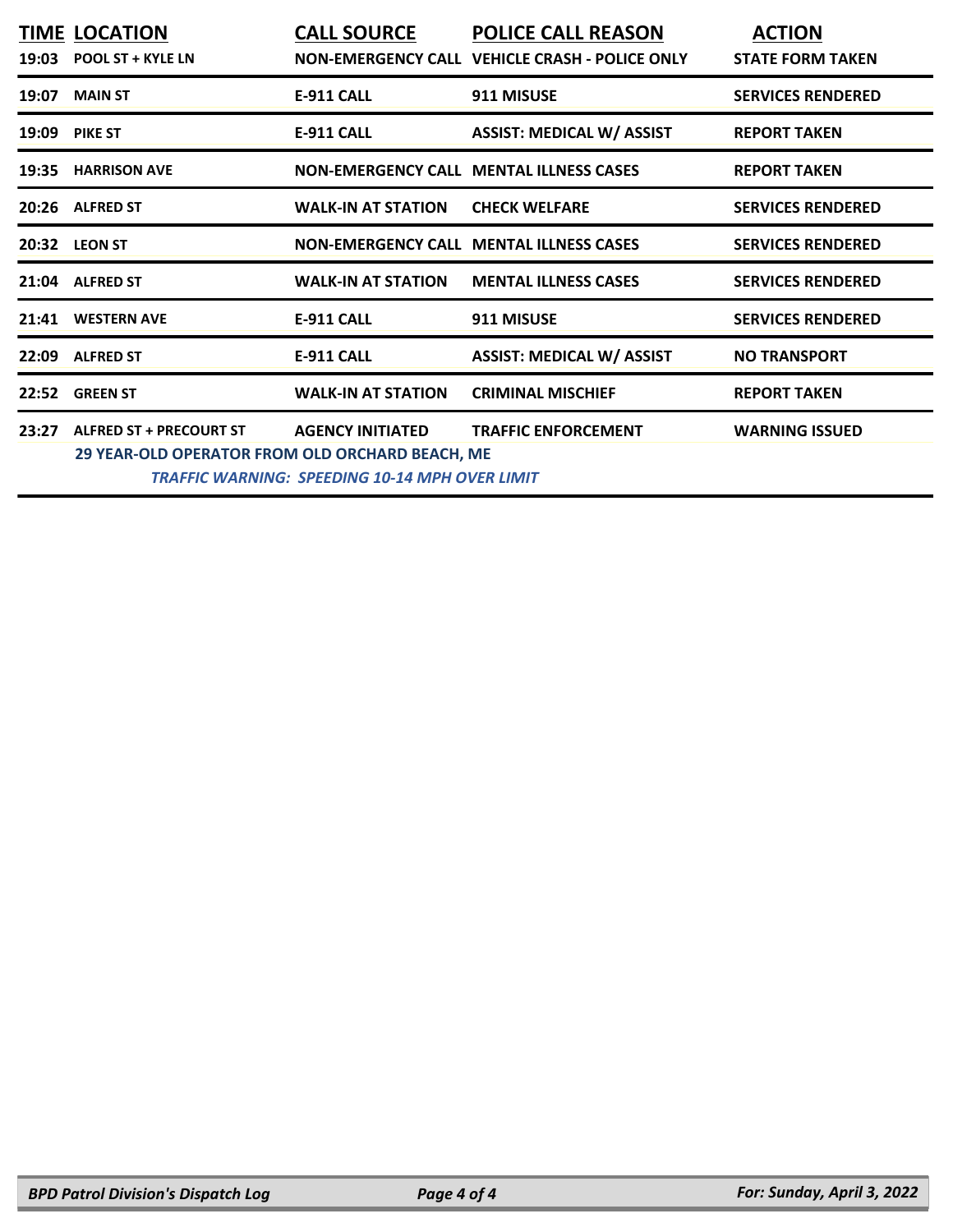| TIME | LOCATION | CALL SOURCE | POLICE CALL REASON | ACTION |
| --- | --- | --- | --- | --- |
| 19:03 | POOL ST + KYLE LN | NON-EMERGENCY CALL | VEHICLE CRASH - POLICE ONLY | STATE FORM TAKEN |
| 19:07 | MAIN ST | E-911 CALL | 911 MISUSE | SERVICES RENDERED |
| 19:09 | PIKE ST | E-911 CALL | ASSIST: MEDICAL W/ ASSIST | REPORT TAKEN |
| 19:35 | HARRISON AVE | NON-EMERGENCY CALL | MENTAL ILLNESS CASES | REPORT TAKEN |
| 20:26 | ALFRED ST | WALK-IN AT STATION | CHECK WELFARE | SERVICES RENDERED |
| 20:32 | LEON ST | NON-EMERGENCY CALL | MENTAL ILLNESS CASES | SERVICES RENDERED |
| 21:04 | ALFRED ST | WALK-IN AT STATION | MENTAL ILLNESS CASES | SERVICES RENDERED |
| 21:41 | WESTERN AVE | E-911 CALL | 911 MISUSE | SERVICES RENDERED |
| 22:09 | ALFRED ST | E-911 CALL | ASSIST: MEDICAL W/ ASSIST | NO TRANSPORT |
| 22:52 | GREEN ST | WALK-IN AT STATION | CRIMINAL MISCHIEF | REPORT TAKEN |
| 23:27 | ALFRED ST + PRECOURT ST | AGENCY INITIATED | TRAFFIC ENFORCEMENT | WARNING ISSUED |
| | 29 YEAR-OLD OPERATOR FROM OLD ORCHARD BEACH, ME | | | |
| | *TRAFFIC WARNING: SPEEDING 10-14 MPH OVER LIMIT* | | | |

*BPD Patrol Division's Dispatch Log* — *For: Sunday, April 3, 2022*